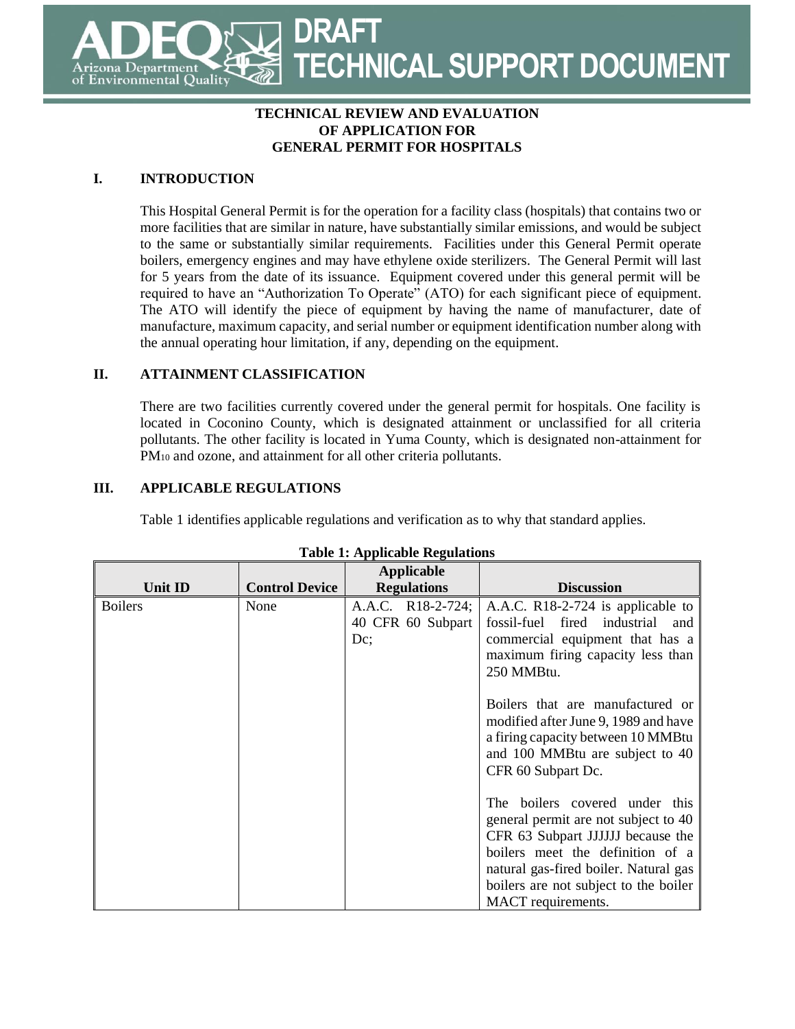# DRAFT TECHNICAL SUPPORT DOCUMENT

**TECHNICAL REVIEW AND EVALUATION OF APPLICATION FOR GENERAL PERMIT FOR HOSPITALS**

## I. INTRODUCTION

This Hospital General Permit is for the operation for a facility class (hospitals) that contains two or more facilities that are similar in nature, have substantially similar emissions, and would be subject to the same or substantially similar requirements. Facilities under this General Permit operate boilers, emergency engines and may have ethylene oxide sterilizers. The General Permit will last for 5 years from the date of its issuance. Equipment covered under this general permit will be required to have an "Authorization To Operate" (ATO) for each significant piece of equipment. The ATO will identify the piece of equipment by having the name of manufacturer, date of manufacture, maximum capacity, and serial number or equipment identification number along with the annual operating hour limitation, if any, depending on the equipment.

## II. ATTAINMENT CLASSIFICATION

There are two facilities currently covered under the general permit for hospitals. One facility is located in Coconino County, which is designated attainment or unclassified for all criteria pollutants. The other facility is located in Yuma County, which is designated non-attainment for $PM_{10}$ and ozone, and attainment for all other criteria pollutants.

## III. APPLICABLE REGULATIONS

Table 1 identifies applicable regulations and verification as to why that standard applies.

**Table 1: Applicable Regulations**

| Unit ID | Control Device | Applicable Regulations | Discussion |
|---|---|---|---|
| Boilers | None | A.A.C. R18-2-724; 40 CFR 60 Subpart Dc; | A.A.C. R18-2-724 is applicable to fossil-fuel fired industrial and commercial equipment that has a maximum firing capacity less than 250 MMBtu.<br><br>Boilers that are manufactured or modified after June 9, 1989 and have a firing capacity between 10 MMBtu and 100 MMBtu are subject to 40 CFR 60 Subpart Dc.<br><br>The boilers covered under this general permit are not subject to 40 CFR 63 Subpart JJJJJJ because the boilers meet the definition of a natural gas-fired boiler. Natural gas boilers are not subject to the boiler MACT requirements. |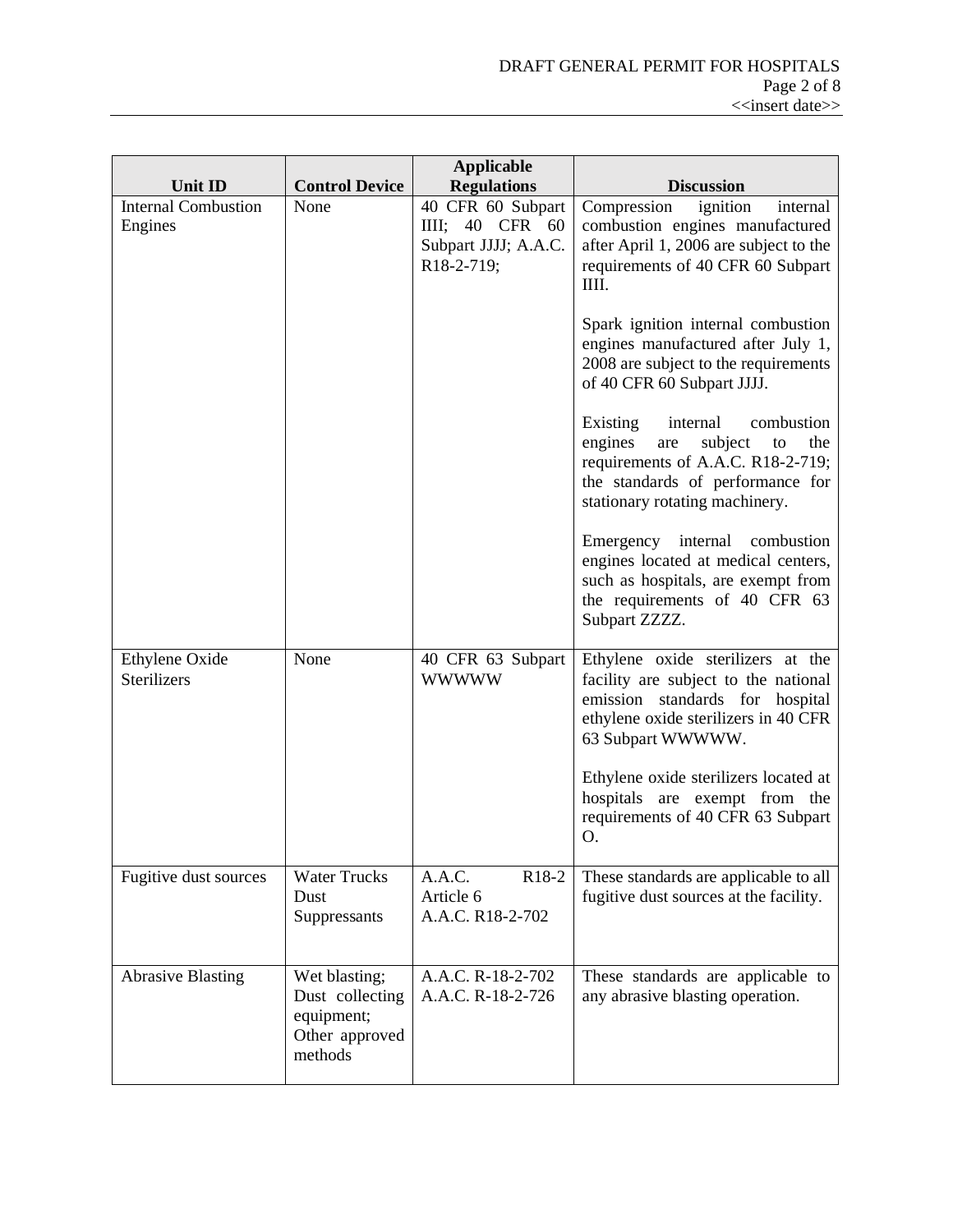| Unit ID | Control Device | Applicable Regulations | Discussion |
|---|---|---|---|
| Internal Combustion Engines | None | 40 CFR 60 Subpart IIII; 40 CFR 60 Subpart JJJJ; A.A.C. R18-2-719; | Compression ignition internal combustion engines manufactured after April 1, 2006 are subject to the requirements of 40 CFR 60 Subpart IIII.<br><br>Spark ignition internal combustion engines manufactured after July 1, 2008 are subject to the requirements of 40 CFR 60 Subpart JJJJ.<br><br>Existing internal combustion engines are subject to the requirements of A.A.C. R18-2-719; the standards of performance for stationary rotating machinery.<br><br>Emergency internal combustion engines located at medical centers, such as hospitals, are exempt from the requirements of 40 CFR 63 Subpart ZZZZ. |
| Ethylene Oxide Sterilizers | None | 40 CFR 63 Subpart WWWWW | Ethylene oxide sterilizers at the facility are subject to the national emission standards for hospital ethylene oxide sterilizers in 40 CFR 63 Subpart WWWWW.<br><br>Ethylene oxide sterilizers located at hospitals are exempt from the requirements of 40 CFR 63 Subpart O. |
| Fugitive dust sources | Water Trucks<br>Dust Suppressants | A.A.C. R18-2 Article 6<br>A.A.C. R18-2-702 | These standards are applicable to all fugitive dust sources at the facility. |
| Abrasive Blasting | Wet blasting;<br>Dust collecting equipment;<br>Other approved methods | A.A.C. R-18-2-702<br>A.A.C. R-18-2-726 | These standards are applicable to any abrasive blasting operation. |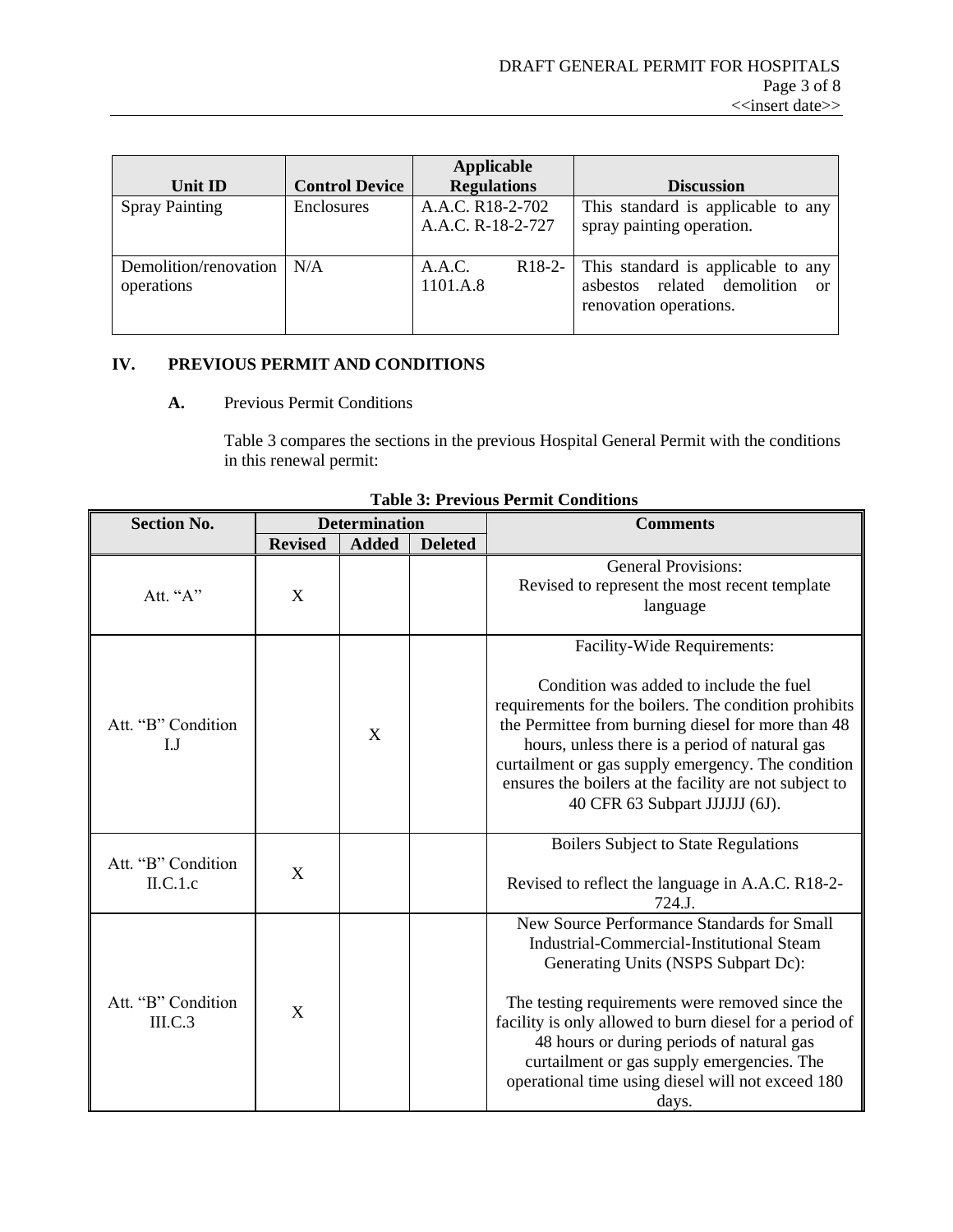| Unit ID | Control Device | Applicable Regulations | Discussion |
|---|---|---|---|
| Spray Painting | Enclosures | A.A.C. R18-2-702<br>A.A.C. R-18-2-727 | This standard is applicable to any spray painting operation. |
| Demolition/renovation operations | N/A | A.A.C. R18-2-1101.A.8 | This standard is applicable to any asbestos related demolition or renovation operations. |

## IV. PREVIOUS PERMIT AND CONDITIONS

### A. Previous Permit Conditions

Table 3 compares the sections in the previous Hospital General Permit with the conditions in this renewal permit:

**Table 3: Previous Permit Conditions**

| Section No. | Determination | | | Comments |
|---|---|---|---|---|
| | Revised | Added | Deleted | |
| Att. "A" | X | | | General Provisions:<br>Revised to represent the most recent template language |
| Att. "B" Condition I.J | | X | | Facility-Wide Requirements:<br><br>Condition was added to include the fuel requirements for the boilers. The condition prohibits the Permittee from burning diesel for more than 48 hours, unless there is a period of natural gas curtailment or gas supply emergency. The condition ensures the boilers at the facility are not subject to 40 CFR 63 Subpart JJJJJJ (6J). |
| Att. "B" Condition II.C.1.c | X | | | Boilers Subject to State Regulations<br><br>Revised to reflect the language in A.A.C. R18-2-724.J. |
| Att. "B" Condition III.C.3 | X | | | New Source Performance Standards for Small Industrial-Commercial-Institutional Steam Generating Units (NSPS Subpart Dc):<br><br>The testing requirements were removed since the facility is only allowed to burn diesel for a period of 48 hours or during periods of natural gas curtailment or gas supply emergencies. The operational time using diesel will not exceed 180 days. |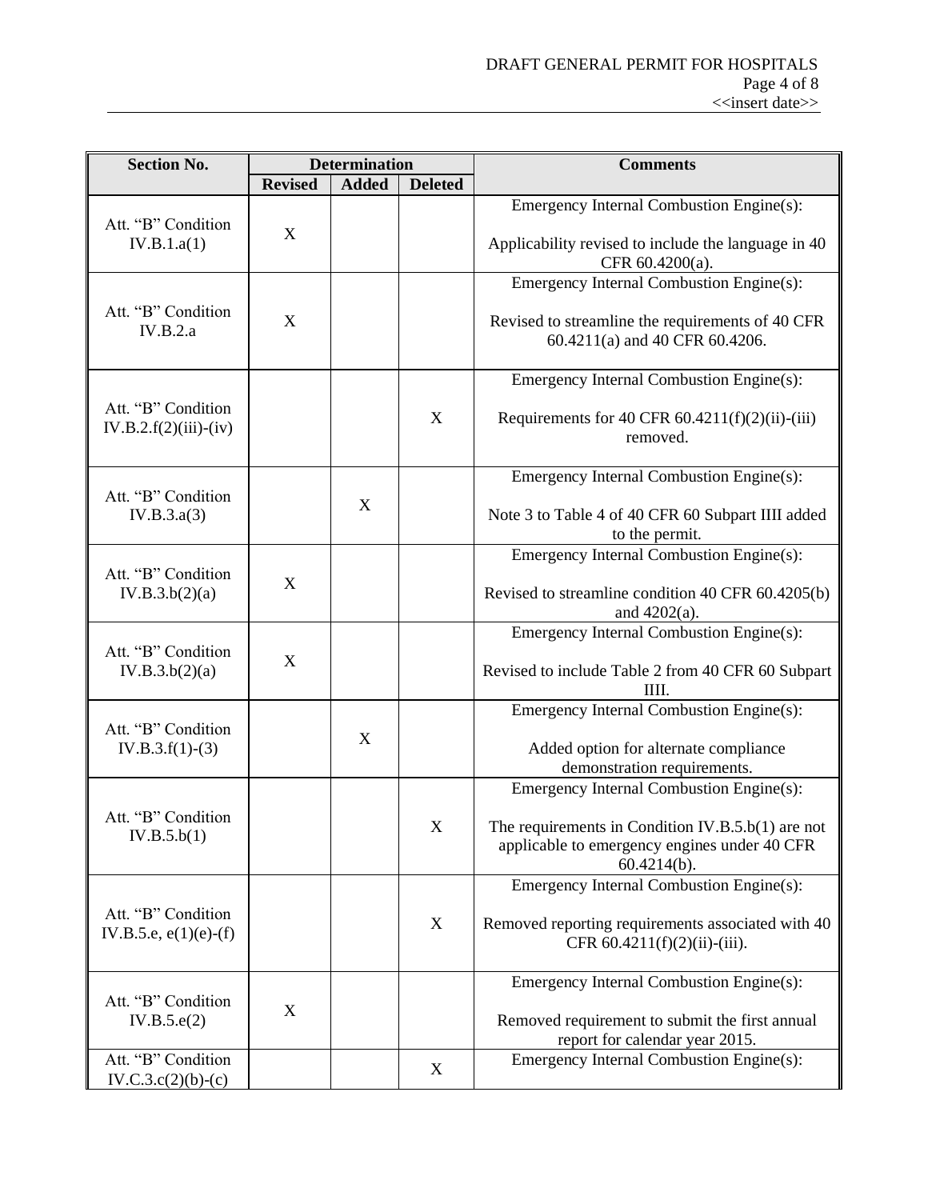| Section No. | Determination | | | Comments |
|---|---|---|---|---|
| | Revised | Added | Deleted | |
| Att. "B" Condition IV.B.1.a(1) | X | | | Emergency Internal Combustion Engine(s): Applicability revised to include the language in 40 CFR 60.4200(a). |
| Att. "B" Condition IV.B.2.a | X | | | Emergency Internal Combustion Engine(s): Revised to streamline the requirements of 40 CFR 60.4211(a) and 40 CFR 60.4206. |
| Att. "B" Condition IV.B.2.f(2)(iii)-(iv) | | | X | Emergency Internal Combustion Engine(s): Requirements for 40 CFR 60.4211(f)(2)(ii)-(iii) removed. |
| Att. "B" Condition IV.B.3.a(3) | | X | | Emergency Internal Combustion Engine(s): Note 3 to Table 4 of 40 CFR 60 Subpart IIII added to the permit. |
| Att. "B" Condition IV.B.3.b(2)(a) | X | | | Emergency Internal Combustion Engine(s): Revised to streamline condition 40 CFR 60.4205(b) and 4202(a). |
| Att. "B" Condition IV.B.3.b(2)(a) | X | | | Emergency Internal Combustion Engine(s): Revised to include Table 2 from 40 CFR 60 Subpart IIII. |
| Att. "B" Condition IV.B.3.f(1)-(3) | | X | | Emergency Internal Combustion Engine(s): Added option for alternate compliance demonstration requirements. |
| Att. "B" Condition IV.B.5.b(1) | | | X | Emergency Internal Combustion Engine(s): The requirements in Condition IV.B.5.b(1) are not applicable to emergency engines under 40 CFR 60.4214(b). |
| Att. "B" Condition IV.B.5.e, e(1)(e)-(f) | | | X | Emergency Internal Combustion Engine(s): Removed reporting requirements associated with 40 CFR 60.4211(f)(2)(ii)-(iii). |
| Att. "B" Condition IV.B.5.e(2) | X | | | Emergency Internal Combustion Engine(s): Removed requirement to submit the first annual report for calendar year 2015. |
| Att. "B" Condition IV.C.3.c(2)(b)-(c) | | | X | Emergency Internal Combustion Engine(s): |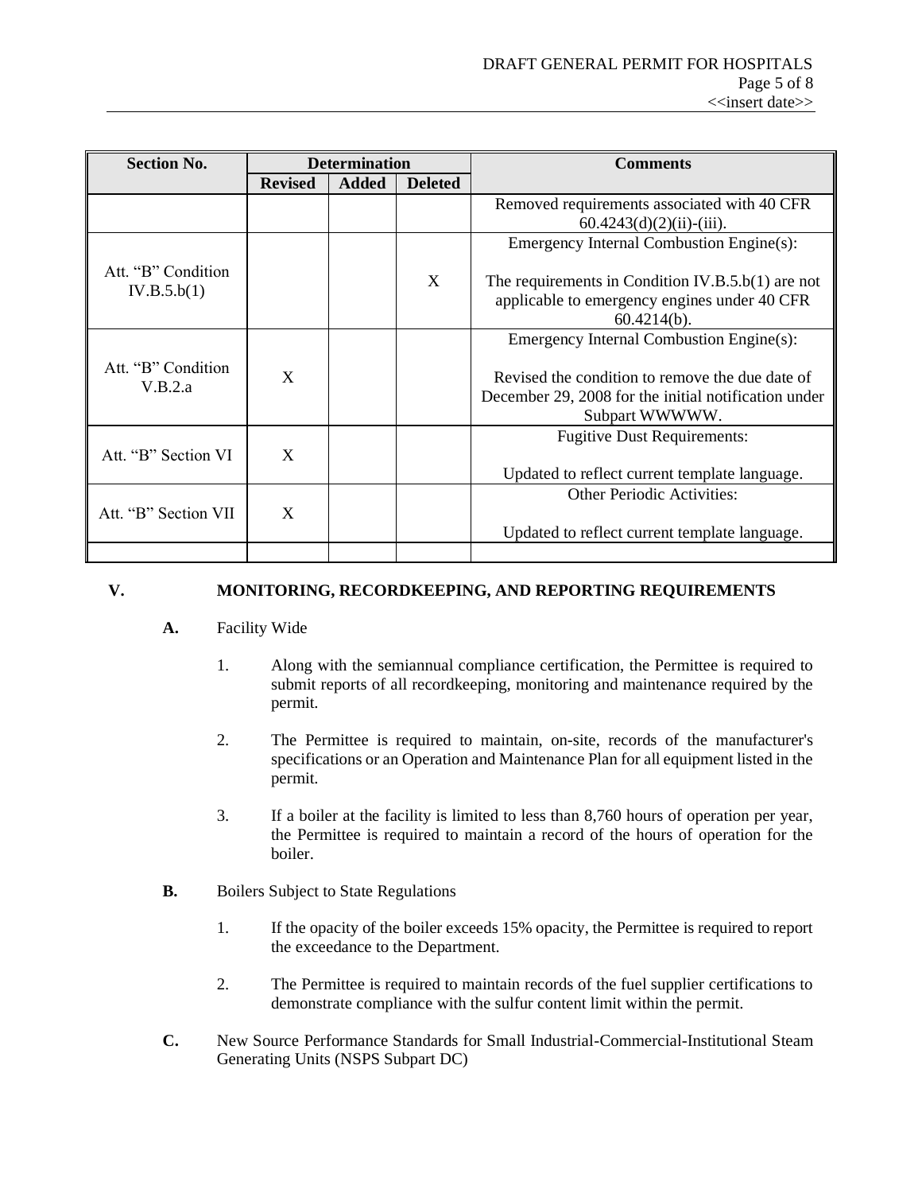| Section No. | Determination | | | Comments |
|---|---|---|---|---|
| | Revised | Added | Deleted | |
| | | | | Removed requirements associated with 40 CFR 60.4243(d)(2)(ii)-(iii). |
| Att. "B" Condition IV.B.5.b(1) | | | X | Emergency Internal Combustion Engine(s): The requirements in Condition IV.B.5.b(1) are not applicable to emergency engines under 40 CFR 60.4214(b). |
| Att. "B" Condition V.B.2.a | X | | | Emergency Internal Combustion Engine(s): Revised the condition to remove the due date of December 29, 2008 for the initial notification under Subpart WWWWW. |
| Att. "B" Section VI | X | | | Fugitive Dust Requirements: Updated to reflect current template language. |
| Att. "B" Section VII | X | | | Other Periodic Activities: Updated to reflect current template language. |
| | | | | |

## V. MONITORING, RECORDKEEPING, AND REPORTING REQUIREMENTS

**A.** Facility Wide

1. Along with the semiannual compliance certification, the Permittee is required to submit reports of all recordkeeping, monitoring and maintenance required by the permit.

2. The Permittee is required to maintain, on-site, records of the manufacturer's specifications or an Operation and Maintenance Plan for all equipment listed in the permit.

3. If a boiler at the facility is limited to less than 8,760 hours of operation per year, the Permittee is required to maintain a record of the hours of operation for the boiler.

**B.** Boilers Subject to State Regulations

1. If the opacity of the boiler exceeds 15% opacity, the Permittee is required to report the exceedance to the Department.

2. The Permittee is required to maintain records of the fuel supplier certifications to demonstrate compliance with the sulfur content limit within the permit.

**C.** New Source Performance Standards for Small Industrial-Commercial-Institutional Steam Generating Units (NSPS Subpart DC)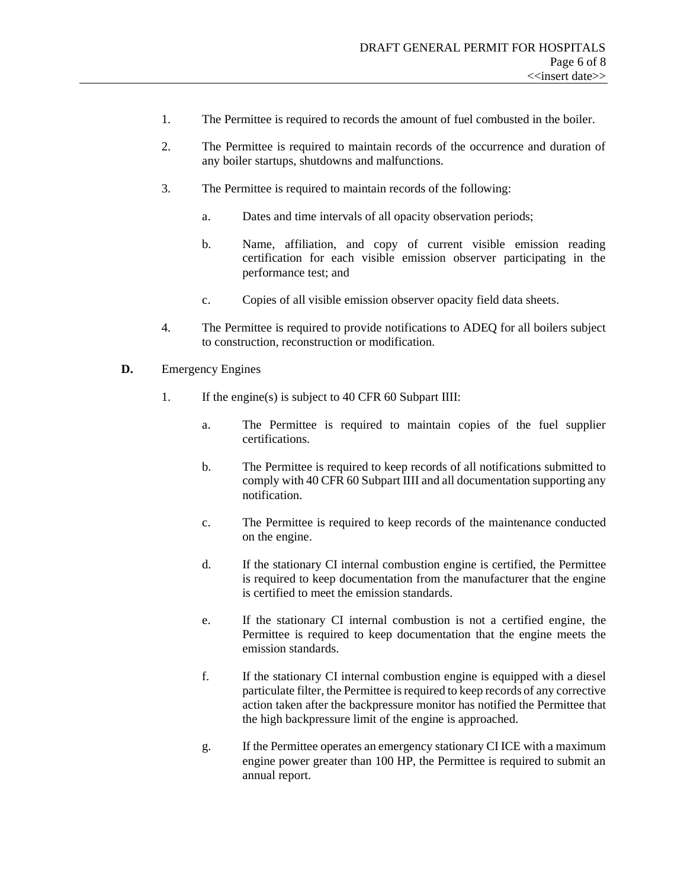1. The Permittee is required to records the amount of fuel combusted in the boiler.

2. The Permittee is required to maintain records of the occurrence and duration of any boiler startups, shutdowns and malfunctions.

3. The Permittee is required to maintain records of the following:

   a. Dates and time intervals of all opacity observation periods;

   b. Name, affiliation, and copy of current visible emission reading certification for each visible emission observer participating in the performance test; and

   c. Copies of all visible emission observer opacity field data sheets.

4. The Permittee is required to provide notifications to ADEQ for all boilers subject to construction, reconstruction or modification.

**D.** Emergency Engines

1. If the engine(s) is subject to 40 CFR 60 Subpart IIII:

   a. The Permittee is required to maintain copies of the fuel supplier certifications.

   b. The Permittee is required to keep records of all notifications submitted to comply with 40 CFR 60 Subpart IIII and all documentation supporting any notification.

   c. The Permittee is required to keep records of the maintenance conducted on the engine.

   d. If the stationary CI internal combustion engine is certified, the Permittee is required to keep documentation from the manufacturer that the engine is certified to meet the emission standards.

   e. If the stationary CI internal combustion is not a certified engine, the Permittee is required to keep documentation that the engine meets the emission standards.

   f. If the stationary CI internal combustion engine is equipped with a diesel particulate filter, the Permittee is required to keep records of any corrective action taken after the backpressure monitor has notified the Permittee that the high backpressure limit of the engine is approached.

   g. If the Permittee operates an emergency stationary CI ICE with a maximum engine power greater than 100 HP, the Permittee is required to submit an annual report.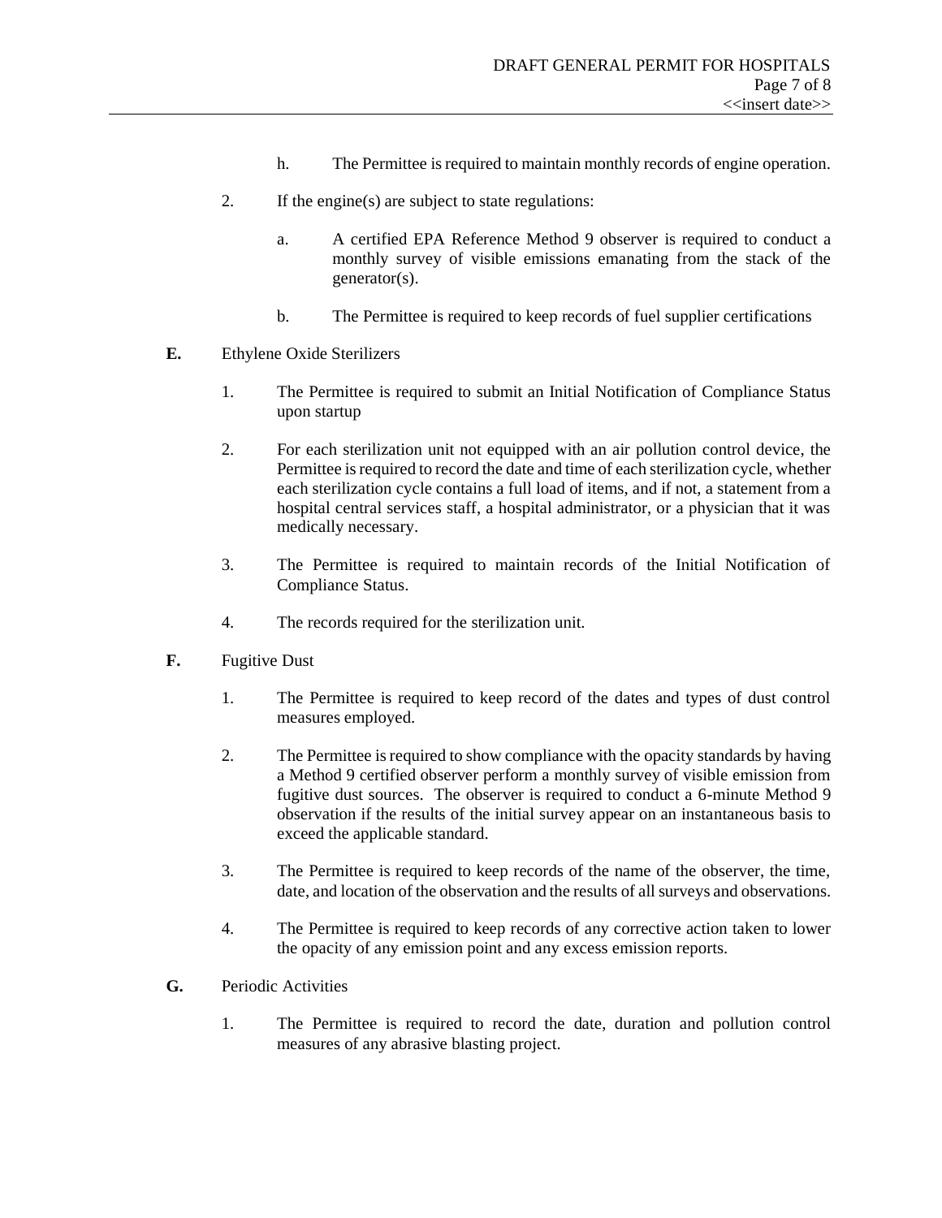h. The Permittee is required to maintain monthly records of engine operation.

2. If the engine(s) are subject to state regulations:

   a. A certified EPA Reference Method 9 observer is required to conduct a monthly survey of visible emissions emanating from the stack of the generator(s).

   b. The Permittee is required to keep records of fuel supplier certifications

**E.** Ethylene Oxide Sterilizers

1. The Permittee is required to submit an Initial Notification of Compliance Status upon startup

2. For each sterilization unit not equipped with an air pollution control device, the Permittee is required to record the date and time of each sterilization cycle, whether each sterilization cycle contains a full load of items, and if not, a statement from a hospital central services staff, a hospital administrator, or a physician that it was medically necessary.

3. The Permittee is required to maintain records of the Initial Notification of Compliance Status.

4. The records required for the sterilization unit.

**F.** Fugitive Dust

1. The Permittee is required to keep record of the dates and types of dust control measures employed.

2. The Permittee is required to show compliance with the opacity standards by having a Method 9 certified observer perform a monthly survey of visible emission from fugitive dust sources. The observer is required to conduct a 6-minute Method 9 observation if the results of the initial survey appear on an instantaneous basis to exceed the applicable standard.

3. The Permittee is required to keep records of the name of the observer, the time, date, and location of the observation and the results of all surveys and observations.

4. The Permittee is required to keep records of any corrective action taken to lower the opacity of any emission point and any excess emission reports.

**G.** Periodic Activities

1. The Permittee is required to record the date, duration and pollution control measures of any abrasive blasting project.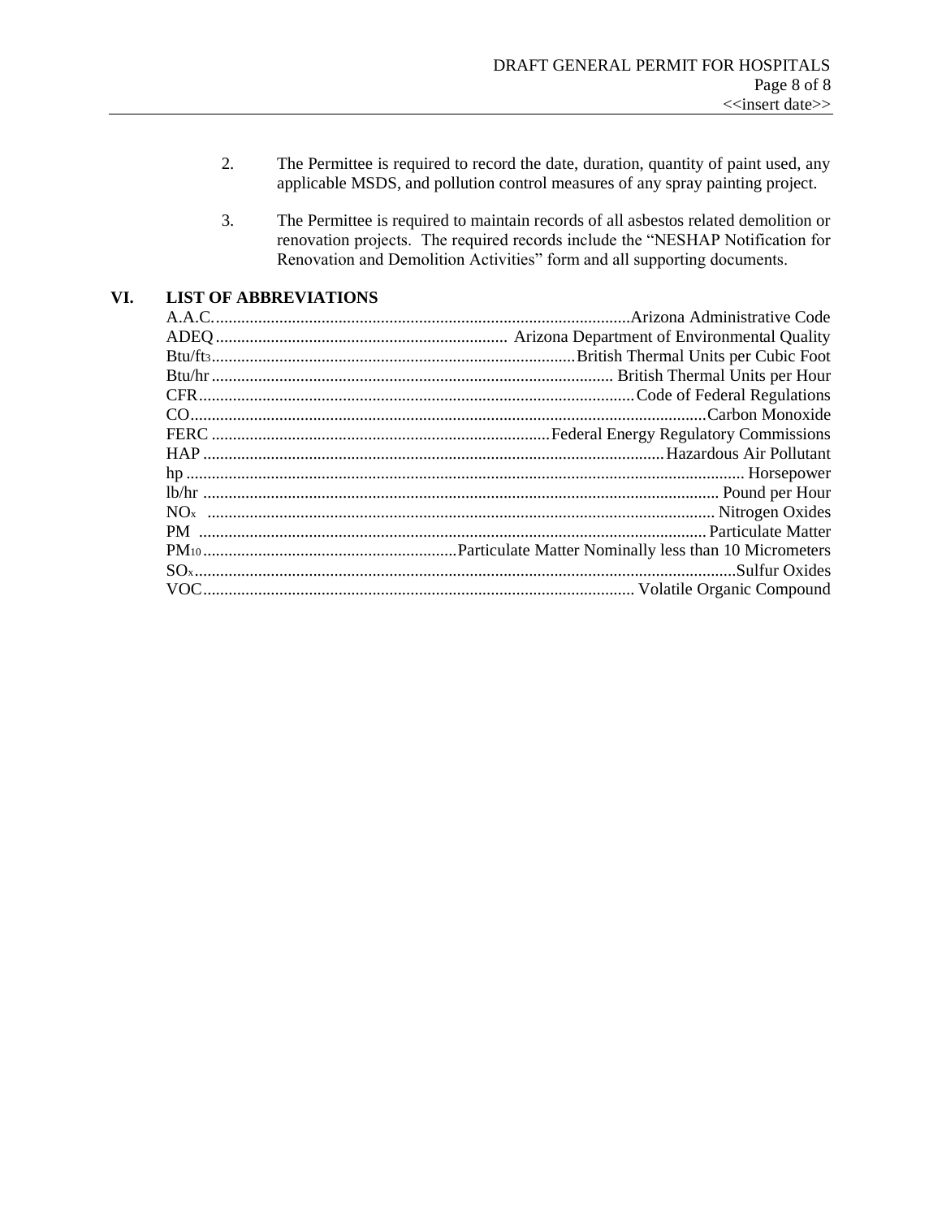2. The Permittee is required to record the date, duration, quantity of paint used, any applicable MSDS, and pollution control measures of any spray painting project.

3. The Permittee is required to maintain records of all asbestos related demolition or renovation projects. The required records include the "NESHAP Notification for Renovation and Demolition Activities" form and all supporting documents.

## VI. LIST OF ABBREVIATIONS

A.A.C. .................................................. Arizona Administrative Code
ADEQ .................................................. Arizona Department of Environmental Quality
Btu/$ft^3$ .................................................. British Thermal Units per Cubic Foot
Btu/hr .................................................. British Thermal Units per Hour
CFR .................................................. Code of Federal Regulations
CO .................................................. Carbon Monoxide
FERC .................................................. Federal Energy Regulatory Commissions
HAP .................................................. Hazardous Air Pollutant
hp .................................................. Horsepower
lb/hr .................................................. Pound per Hour
$NO_x$ .................................................. Nitrogen Oxides
PM .................................................. Particulate Matter
$PM_{10}$ .................................................. Particulate Matter Nominally less than 10 Micrometers
$SO_x$ .................................................. Sulfur Oxides
VOC .................................................. Volatile Organic Compound